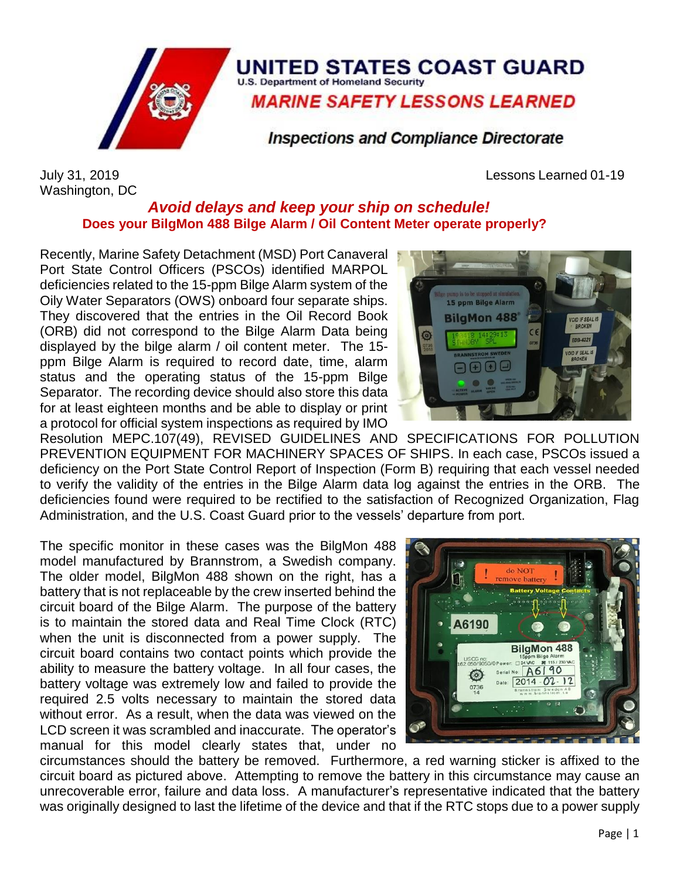# UNITED STATES COAST GUARD

U.S. Department of Homeland Security

## *MARINE SAFETY LESSONS LEARNED*

### *Inspections and Compliance Directorate*

July 31, 2019
Washington, DC

Lessons Learned 01-19

## *Avoid delays and keep your ship on schedule!*

### Does your BilgMon 488 Bilge Alarm / Oil Content Meter operate properly?

Recently, Marine Safety Detachment (MSD) Port Canaveral Port State Control Officers (PSCOs) identified MARPOL deficiencies related to the 15-ppm Bilge Alarm system of the Oily Water Separators (OWS) onboard four separate ships. They discovered that the entries in the Oil Record Book (ORB) did not correspond to the Bilge Alarm Data being displayed by the bilge alarm / oil content meter. The 15-ppm Bilge Alarm is required to record date, time, alarm status and the operating status of the 15-ppm Bilge Separator. The recording device should also store this data for at least eighteen months and be able to display or print a protocol for official system inspections as required by IMO Resolution MEPC.107(49), REVISED GUIDELINES AND SPECIFICATIONS FOR POLLUTION PREVENTION EQUIPMENT FOR MACHINERY SPACES OF SHIPS. In each case, PSCOs issued a deficiency on the Port State Control Report of Inspection (Form B) requiring that each vessel needed to verify the validity of the entries in the Bilge Alarm data log against the entries in the ORB. The deficiencies found were required to be rectified to the satisfaction of Recognized Organization, Flag Administration, and the U.S. Coast Guard prior to the vessels' departure from port.

The specific monitor in these cases was the BilgMon 488 model manufactured by Brannstrom, a Swedish company. The older model, BilgMon 488 shown on the right, has a battery that is not replaceable by the crew inserted behind the circuit board of the Bilge Alarm. The purpose of the battery is to maintain the stored data and Real Time Clock (RTC) when the unit is disconnected from a power supply. The circuit board contains two contact points which provide the ability to measure the battery voltage. In all four cases, the battery voltage was extremely low and failed to provide the required 2.5 volts necessary to maintain the stored data without error. As a result, when the data was viewed on the LCD screen it was scrambled and inaccurate. The operator's manual for this model clearly states that, under no circumstances should the battery be removed. Furthermore, a red warning sticker is affixed to the circuit board as pictured above. Attempting to remove the battery in this circumstance may cause an unrecoverable error, failure and data loss. A manufacturer's representative indicated that the battery was originally designed to last the lifetime of the device and that if the RTC stops due to a power supply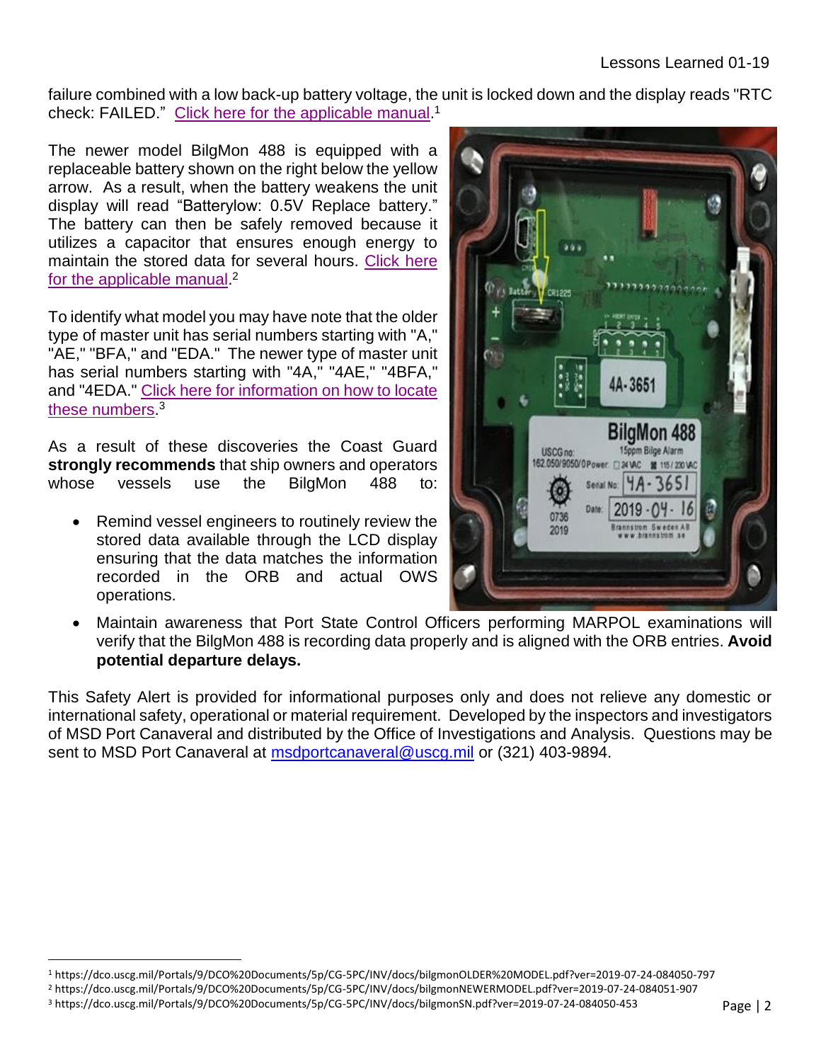failure combined with a low back-up battery voltage, the unit is locked down and the display reads "RTC check: FAILED." [Click here for the applicable manual](https://dco.uscg.mil/Portals/9/DCO%20Documents/5p/CG-5PC/INV/docs/bilgmonOLDER%20MODEL.pdf?ver=2019-07-24-084050-797).[1]

The newer model BilgMon 488 is equipped with a replaceable battery shown on the right below the yellow arrow. As a result, when the battery weakens the unit display will read "Batterylow: 0.5V Replace battery." The battery can then be safely removed because it utilizes a capacitor that ensures enough energy to maintain the stored data for several hours. [Click here for the applicable manual](https://dco.uscg.mil/Portals/9/DCO%20Documents/5p/CG-5PC/INV/docs/bilgmonNEWERMODEL.pdf?ver=2019-07-24-084051-907).[2]

To identify what model you may have note that the older type of master unit has serial numbers starting with "A," "AE," "BFA," and "EDA." The newer type of master unit has serial numbers starting with "4A," "4AE," "4BFA," and "4EDA." [Click here for information on how to locate these numbers](https://dco.uscg.mil/Portals/9/DCO%20Documents/5p/CG-5PC/INV/docs/bilgmonSN.pdf?ver=2019-07-24-084050-453).[3]

As a result of these discoveries the Coast Guard **strongly recommends** that ship owners and operators whose vessels use the BilgMon 488 to:

- Remind vessel engineers to routinely review the stored data available through the LCD display ensuring that the data matches the information recorded in the ORB and actual OWS operations.
- Maintain awareness that Port State Control Officers performing MARPOL examinations will verify that the BilgMon 488 is recording data properly and is aligned with the ORB entries. **Avoid potential departure delays.**

This Safety Alert is provided for informational purposes only and does not relieve any domestic or international safety, operational or material requirement. Developed by the inspectors and investigators of MSD Port Canaveral and distributed by the Office of Investigations and Analysis. Questions may be sent to MSD Port Canaveral at msdportcanaveral@uscg.mil or (321) 403-9894.

---

[1] https://dco.uscg.mil/Portals/9/DCO%20Documents/5p/CG-5PC/INV/docs/bilgmonOLDER%20MODEL.pdf?ver=2019-07-24-084050-797

[2] https://dco.uscg.mil/Portals/9/DCO%20Documents/5p/CG-5PC/INV/docs/bilgmonNEWERMODEL.pdf?ver=2019-07-24-084051-907

[3] https://dco.uscg.mil/Portals/9/DCO%20Documents/5p/CG-5PC/INV/docs/bilgmonSN.pdf?ver=2019-07-24-084050-453